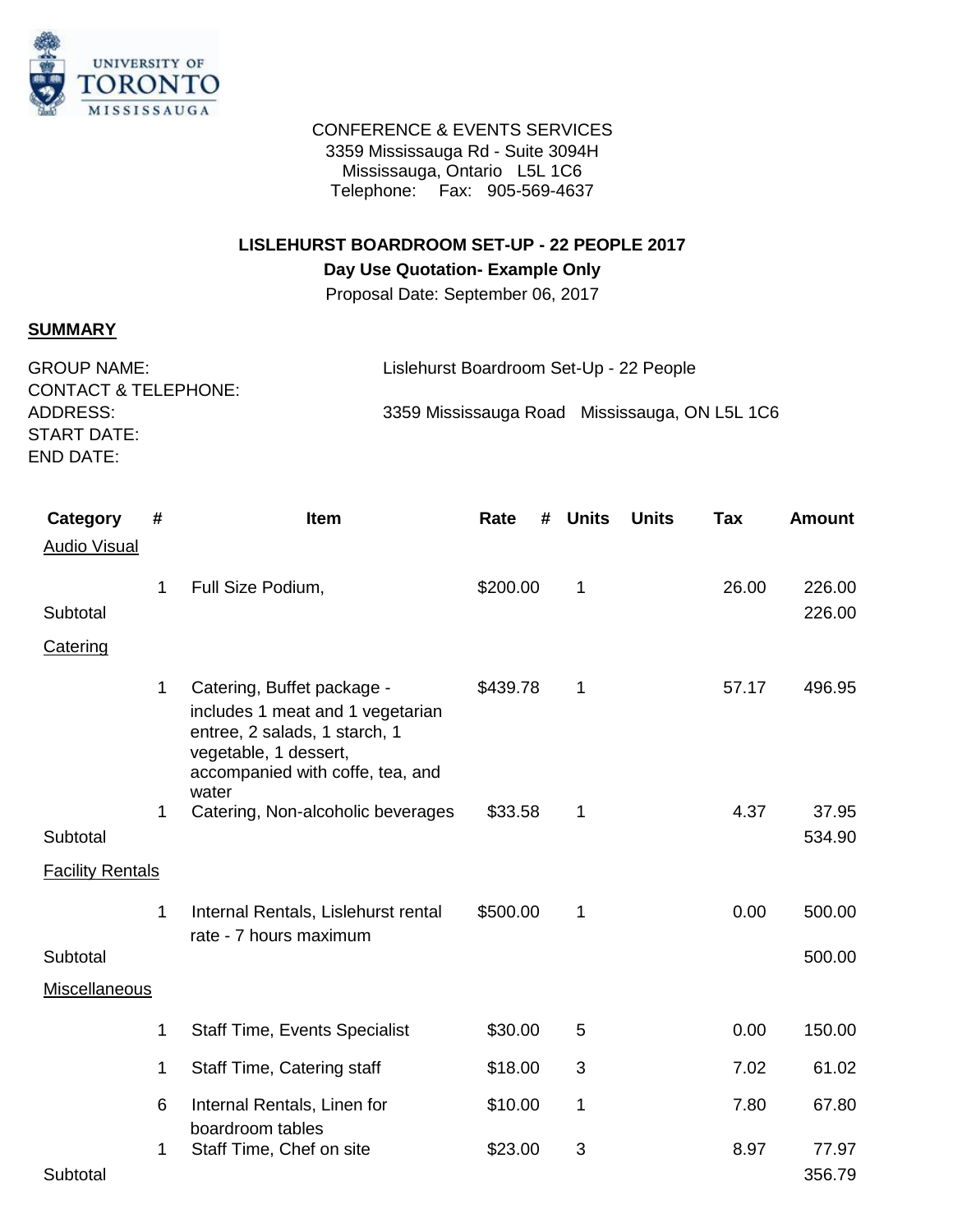CONFERENCE & EVENTS SERVICES
3359 Mississauga Rd - Suite 3094H
Mississauga, Ontario L5L 1C6
Telephone: Fax: 905-569-4637

**LISLEHURST BOARDROOM SET-UP - 22 PEOPLE 2017**

**Day Use Quotation- Example Only**

Proposal Date: September 06, 2017

**SUMMARY**

GROUP NAME: Lislehurst Boardroom Set-Up - 22 People
CONTACT & TELEPHONE:
ADDRESS: 3359 Mississauga Road Mississauga, ON L5L 1C6
START DATE:
END DATE:

| Category | # | Item | Rate | # Units | Units | Tax | Amount |
|---|---|---|---|---|---|---|---|
| Audio Visual | | | | | | | |
| | 1 | Full Size Podium, | $200.00 | 1 | | 26.00 | 226.00 |
| Subtotal | | | | | | | 226.00 |
| Catering | | | | | | | |
| | 1 | Catering, Buffet package - includes 1 meat and 1 vegetarian entree, 2 salads, 1 starch, 1 vegetable, 1 dessert, accompanied with coffe, tea, and water | $439.78 | 1 | | 57.17 | 496.95 |
| | 1 | Catering, Non-alcoholic beverages | $33.58 | 1 | | 4.37 | 37.95 |
| Subtotal | | | | | | | 534.90 |
| Facility Rentals | | | | | | | |
| | 1 | Internal Rentals, Lislehurst rental rate - 7 hours maximum | $500.00 | 1 | | 0.00 | 500.00 |
| Subtotal | | | | | | | 500.00 |
| Miscellaneous | | | | | | | |
| | 1 | Staff Time, Events Specialist | $30.00 | 5 | | 0.00 | 150.00 |
| | 1 | Staff Time, Catering staff | $18.00 | 3 | | 7.02 | 61.02 |
| | 6 | Internal Rentals, Linen for boardroom tables | $10.00 | 1 | | 7.80 | 67.80 |
| | 1 | Staff Time, Chef on site | $23.00 | 3 | | 8.97 | 77.97 |
| Subtotal | | | | | | | 356.79 |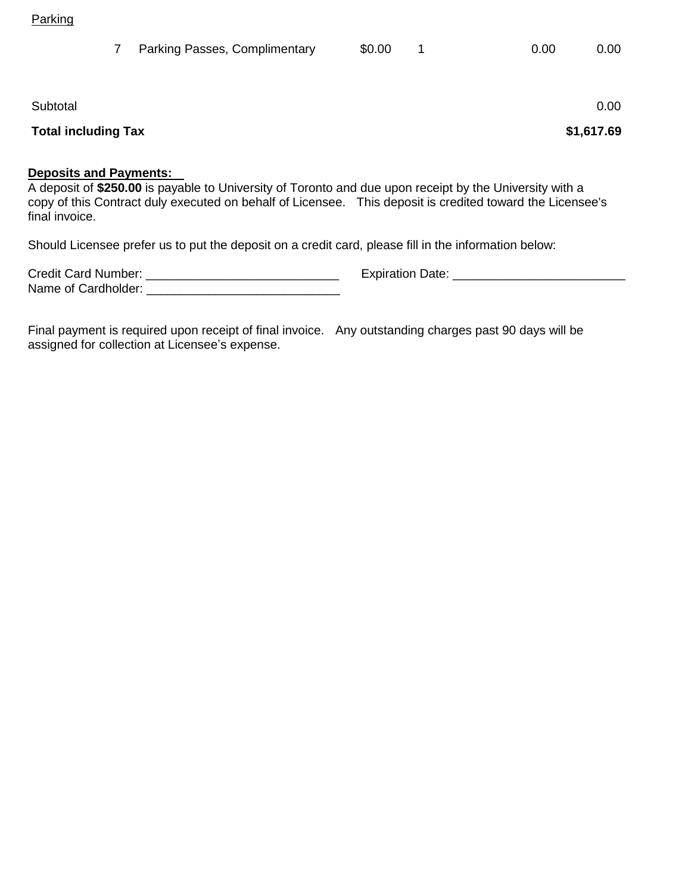Parking

| | | | | | | |
|---|---|---|---|---|---|---|
| | 7 | Parking Passes, Complimentary | $0.00 | 1 | 0.00 | 0.00 |

| | |
|---|---|
| Subtotal | 0.00 |
| **Total including Tax** | **$1,617.69** |

**Deposits and Payments:**

A deposit of **$250.00** is payable to University of Toronto and due upon receipt by the University with a copy of this Contract duly executed on behalf of Licensee. This deposit is credited toward the Licensee's final invoice.

Should Licensee prefer us to put the deposit on a credit card, please fill in the information below:

Credit Card Number: ___________________________ Expiration Date: _________________________

Name of Cardholder: ___________________________

Final payment is required upon receipt of final invoice. Any outstanding charges past 90 days will be assigned for collection at Licensee's expense.